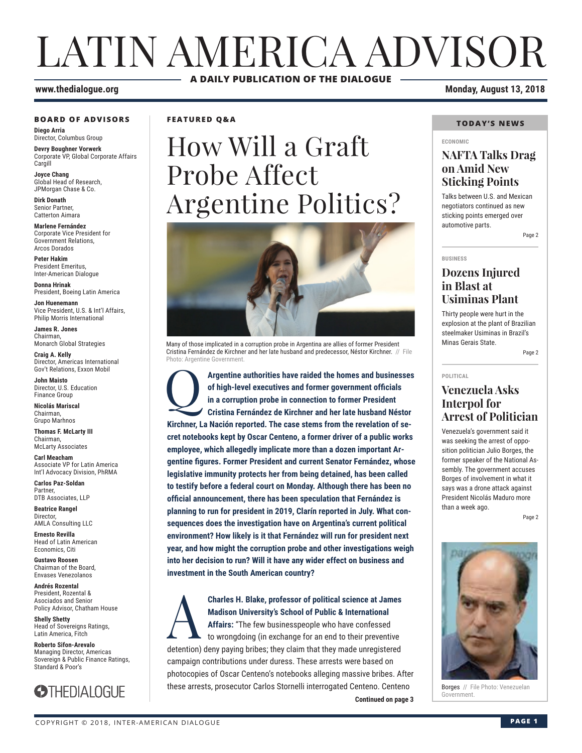# LATIN AMERICA ADVISOR

**A DAILY PUBLICATION OF THE DIALOGUE**

www.thedialogue.org

**Monday, August 13, 2018**

### BOARD OF ADVISORS

**Diego Arria**
Director, Columbus Group

**Devry Boughner Vorwerk**
Corporate VP, Global Corporate Affairs
Cargill

**Joyce Chang**
Global Head of Research,
JPMorgan Chase & Co.

**Dirk Donath**
Senior Partner,
Catterton Aimara

**Marlene Fernández**
Corporate Vice President for Government Relations,
Arcos Dorados

**Peter Hakim**
President Emeritus,
Inter-American Dialogue

**Donna Hrinak**
President, Boeing Latin America

**Jon Huenemann**
Vice President, U.S. & Int'l Affairs,
Philip Morris International

**James R. Jones**
Chairman,
Monarch Global Strategies

**Craig A. Kelly**
Director, Americas International Gov't Relations, Exxon Mobil

**John Maisto**
Director, U.S. Education Finance Group

**Nicolás Mariscal**
Chairman,
Grupo Marhnos

**Thomas F. McLarty III**
Chairman,
McLarty Associates

**Carl Meacham**
Associate VP for Latin America Int'l Advocacy Division, PhRMA

**Carlos Paz-Soldan**
Partner,
DTB Associates, LLP

**Beatrice Rangel**
Director,
AMLA Consulting LLC

**Ernesto Revilla**
Head of Latin American Economics, Citi

**Gustavo Roosen**
Chairman of the Board,
Envases Venezolanos

**Andrés Rozental**
President, Rozental & Asociados and Senior Policy Advisor, Chatham House

**Shelly Shetty**
Head of Sovereigns Ratings,
Latin America, Fitch

**Roberto Sifon-Arevalo**
Managing Director, Americas Sovereign & Public Finance Ratings,
Standard & Poor's

THEDIALOGUE

### FEATURED Q&A

## How Will a Graft Probe Affect Argentine Politics?

Many of those implicated in a corruption probe in Argentina are allies of former President Cristina Fernández de Kirchner and her late husband and predecessor, Néstor Kirchner. // File Photo: Argentine Government.

**Q** **Argentine authorities have raided the homes and businesses of high-level executives and former government officials in a corruption probe in connection to former President Cristina Fernández de Kirchner and her late husband Néstor Kirchner, La Nación reported. The case stems from the revelation of secret notebooks kept by Oscar Centeno, a former driver of a public works employee, which allegedly implicate more than a dozen important Argentine figures. Former President and current Senator Fernández, whose legislative immunity protects her from being detained, has been called to testify before a federal court on Monday. Although there has been no official announcement, there has been speculation that Fernández is planning to run for president in 2019, Clarín reported in July. What consequences does the investigation have on Argentina's current political environment? How likely is it that Fernández will run for president next year, and how might the corruption probe and other investigations weigh into her decision to run? Will it have any wider effect on business and investment in the South American country?**

**A** **Charles H. Blake, professor of political science at James Madison University's School of Public & International Affairs:** "The few businesspeople who have confessed to wrongdoing (in exchange for an end to their preventive detention) deny paying bribes; they claim that they made unregistered campaign contributions under duress. These arrests were based on photocopies of Oscar Centeno's notebooks alleging massive bribes. After these arrests, prosecutor Carlos Stornelli interrogated Centeno. Centeno

**Continued on page 3**

### TODAY'S NEWS

ECONOMIC

### NAFTA Talks Drag on Amid New Sticking Points

Talks between U.S. and Mexican negotiators continued as new sticking points emerged over automotive parts.

Page 2

BUSINESS

### Dozens Injured in Blast at Usiminas Plant

Thirty people were hurt in the explosion at the plant of Brazilian steelmaker Usiminas in Brazil's Minas Gerais State.

Page 2

POLITICAL

### Venezuela Asks Interpol for Arrest of Politician

Venezuela's government said it was seeking the arrest of opposition politician Julio Borges, the former speaker of the National Assembly. The government accuses Borges of involvement in what it says was a drone attack against President Nicolás Maduro more than a week ago.

Page 2

Borges // File Photo: Venezuelan Government.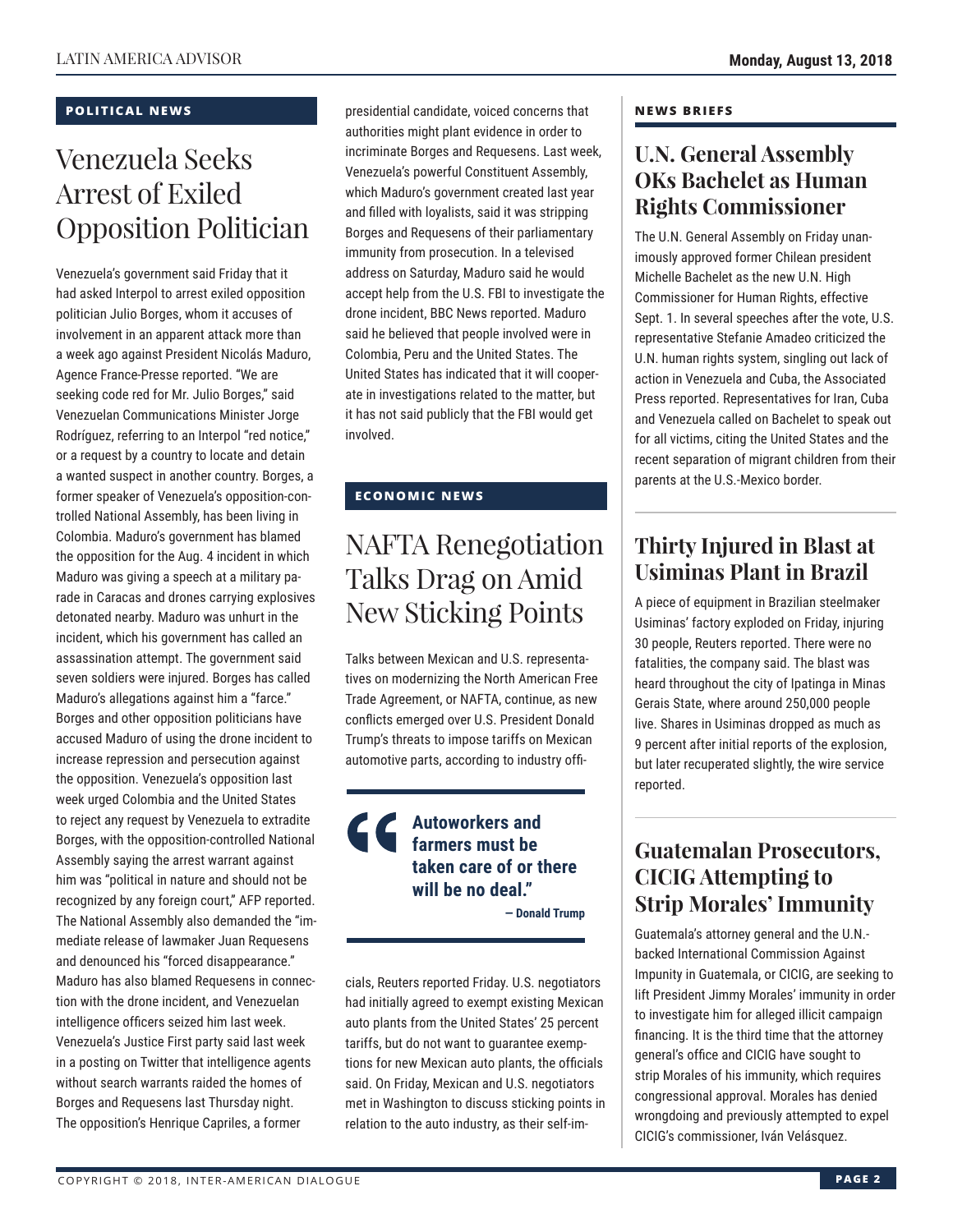## POLITICAL NEWS

# Venezuela Seeks Arrest of Exiled Opposition Politician

Venezuela's government said Friday that it had asked Interpol to arrest exiled opposition politician Julio Borges, whom it accuses of involvement in an apparent attack more than a week ago against President Nicolás Maduro, Agence France-Presse reported. "We are seeking code red for Mr. Julio Borges," said Venezuelan Communications Minister Jorge Rodríguez, referring to an Interpol "red notice," or a request by a country to locate and detain a wanted suspect in another country. Borges, a former speaker of Venezuela's opposition-controlled National Assembly, has been living in Colombia. Maduro's government has blamed the opposition for the Aug. 4 incident in which Maduro was giving a speech at a military parade in Caracas and drones carrying explosives detonated nearby. Maduro was unhurt in the incident, which his government has called an assassination attempt. The government said seven soldiers were injured. Borges has called Maduro's allegations against him a "farce." Borges and other opposition politicians have accused Maduro of using the drone incident to increase repression and persecution against the opposition. Venezuela's opposition last week urged Colombia and the United States to reject any request by Venezuela to extradite Borges, with the opposition-controlled National Assembly saying the arrest warrant against him was "political in nature and should not be recognized by any foreign court," AFP reported. The National Assembly also demanded the "immediate release of lawmaker Juan Requesens and denounced his "forced disappearance." Maduro has also blamed Requesens in connection with the drone incident, and Venezuelan intelligence officers seized him last week. Venezuela's Justice First party said last week in a posting on Twitter that intelligence agents without search warrants raided the homes of Borges and Requesens last Thursday night. The opposition's Henrique Capriles, a former presidential candidate, voiced concerns that authorities might plant evidence in order to incriminate Borges and Requesens. Last week, Venezuela's powerful Constituent Assembly, which Maduro's government created last year and filled with loyalists, said it was stripping Borges and Requesens of their parliamentary immunity from prosecution. In a televised address on Saturday, Maduro said he would accept help from the U.S. FBI to investigate the drone incident, BBC News reported. Maduro said he believed that people involved were in Colombia, Peru and the United States. The United States has indicated that it will cooperate in investigations related to the matter, but it has not said publicly that the FBI would get involved.

## ECONOMIC NEWS

# NAFTA Renegotiation Talks Drag on Amid New Sticking Points

Talks between Mexican and U.S. representatives on modernizing the North American Free Trade Agreement, or NAFTA, continue, as new conflicts emerged over U.S. President Donald Trump's threats to impose tariffs on Mexican automotive parts, according to industry officials, Reuters reported Friday. U.S. negotiators had initially agreed to exempt existing Mexican auto plants from the United States' 25 percent tariffs, but do not want to guarantee exemptions for new Mexican auto plants, the officials said. On Friday, Mexican and U.S. negotiators met in Washington to discuss sticking points in relation to the auto industry, as their self-im-

> **"Autoworkers and farmers must be taken care of or there will be no deal."**
>
> **— Donald Trump**

## NEWS BRIEFS

### U.N. General Assembly OKs Bachelet as Human Rights Commissioner

The U.N. General Assembly on Friday unanimously approved former Chilean president Michelle Bachelet as the new U.N. High Commissioner for Human Rights, effective Sept. 1. In several speeches after the vote, U.S. representative Stefanie Amadeo criticized the U.N. human rights system, singling out lack of action in Venezuela and Cuba, the Associated Press reported. Representatives for Iran, Cuba and Venezuela called on Bachelet to speak out for all victims, citing the United States and the recent separation of migrant children from their parents at the U.S.-Mexico border.

### Thirty Injured in Blast at Usiminas Plant in Brazil

A piece of equipment in Brazilian steelmaker Usiminas' factory exploded on Friday, injuring 30 people, Reuters reported. There were no fatalities, the company said. The blast was heard throughout the city of Ipatinga in Minas Gerais State, where around 250,000 people live. Shares in Usiminas dropped as much as 9 percent after initial reports of the explosion, but later recuperated slightly, the wire service reported.

### Guatemalan Prosecutors, CICIG Attempting to Strip Morales' Immunity

Guatemala's attorney general and the U.N.-backed International Commission Against Impunity in Guatemala, or CICIG, are seeking to lift President Jimmy Morales' immunity in order to investigate him for alleged illicit campaign financing. It is the third time that the attorney general's office and CICIG have sought to strip Morales of his immunity, which requires congressional approval. Morales has denied wrongdoing and previously attempted to expel CICIG's commissioner, Iván Velásquez.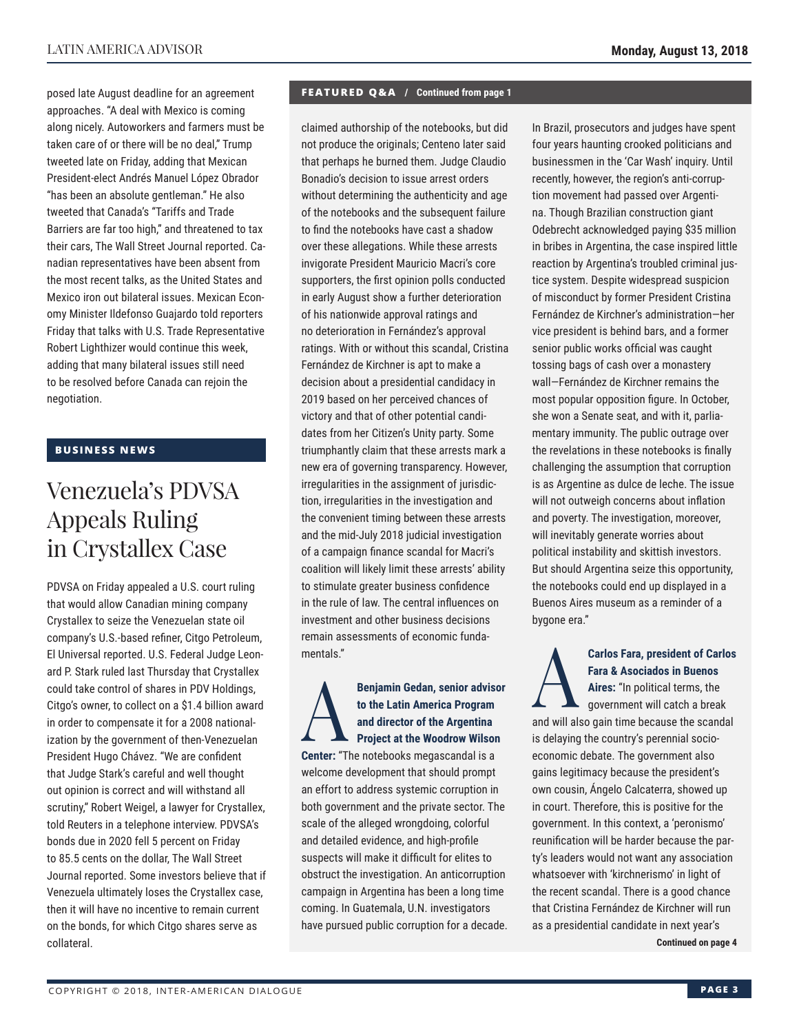posed late August deadline for an agreement approaches. "A deal with Mexico is coming along nicely. Autoworkers and farmers must be taken care of or there will be no deal," Trump tweeted late on Friday, adding that Mexican President-elect Andrés Manuel López Obrador "has been an absolute gentleman." He also tweeted that Canada's "Tariffs and Trade Barriers are far too high," and threatened to tax their cars, The Wall Street Journal reported. Canadian representatives have been absent from the most recent talks, as the United States and Mexico iron out bilateral issues. Mexican Economy Minister Ildefonso Guajardo told reporters Friday that talks with U.S. Trade Representative Robert Lighthizer would continue this week, adding that many bilateral issues still need to be resolved before Canada can rejoin the negotiation.

## BUSINESS NEWS

# Venezuela's PDVSA Appeals Ruling in Crystallex Case

PDVSA on Friday appealed a U.S. court ruling that would allow Canadian mining company Crystallex to seize the Venezuelan state oil company's U.S.-based refiner, Citgo Petroleum, El Universal reported. U.S. Federal Judge Leonard P. Stark ruled last Thursday that Crystallex could take control of shares in PDV Holdings, Citgo's owner, to collect on a $1.4 billion award in order to compensate it for a 2008 nationalization by the government of then-Venezuelan President Hugo Chávez. "We are confident that Judge Stark's careful and well thought out opinion is correct and will withstand all scrutiny," Robert Weigel, a lawyer for Crystallex, told Reuters in a telephone interview. PDVSA's bonds due in 2020 fell 5 percent on Friday to 85.5 cents on the dollar, The Wall Street Journal reported. Some investors believe that if Venezuela ultimately loses the Crystallex case, then it will have no incentive to remain current on the bonds, for which Citgo shares serve as collateral.

**FEATURED Q&A / Continued from page 1**

claimed authorship of the notebooks, but did not produce the originals; Centeno later said that perhaps he burned them. Judge Claudio Bonadio's decision to issue arrest orders without determining the authenticity and age of the notebooks and the subsequent failure to find the notebooks have cast a shadow over these allegations. While these arrests invigorate President Mauricio Macri's core supporters, the first opinion polls conducted in early August show a further deterioration of his nationwide approval ratings and no deterioration in Fernández's approval ratings. With or without this scandal, Cristina Fernández de Kirchner is apt to make a decision about a presidential candidacy in 2019 based on her perceived chances of victory and that of other potential candidates from her Citizen's Unity party. Some triumphantly claim that these arrests mark a new era of governing transparency. However, irregularities in the assignment of jurisdiction, irregularities in the investigation and the convenient timing between these arrests and the mid-July 2018 judicial investigation of a campaign finance scandal for Macri's coalition will likely limit these arrests' ability to stimulate greater business confidence in the rule of law. The central influences on investment and other business decisions remain assessments of economic fundamentals."

**A** **Benjamin Gedan, senior advisor to the Latin America Program and director of the Argentina Project at the Woodrow Wilson Center:** "The notebooks megascandal is a welcome development that should prompt an effort to address systemic corruption in both government and the private sector. The scale of the alleged wrongdoing, colorful and detailed evidence, and high-profile suspects will make it difficult for elites to obstruct the investigation. An anticorruption campaign in Argentina has been a long time coming. In Guatemala, U.N. investigators have pursued public corruption for a decade. In Brazil, prosecutors and judges have spent four years haunting crooked politicians and businessmen in the 'Car Wash' inquiry. Until recently, however, the region's anti-corruption movement had passed over Argentina. Though Brazilian construction giant Odebrecht acknowledged paying $35 million in bribes in Argentina, the case inspired little reaction by Argentina's troubled criminal justice system. Despite widespread suspicion of misconduct by former President Cristina Fernández de Kirchner's administration—her vice president is behind bars, and a former senior public works official was caught tossing bags of cash over a monastery wall—Fernández de Kirchner remains the most popular opposition figure. In October, she won a Senate seat, and with it, parliamentary immunity. The public outrage over the revelations in these notebooks is finally challenging the assumption that corruption is as Argentine as dulce de leche. The issue will not outweigh concerns about inflation and poverty. The investigation, moreover, will inevitably generate worries about political instability and skittish investors. But should Argentina seize this opportunity, the notebooks could end up displayed in a Buenos Aires museum as a reminder of a bygone era."

**A** **Carlos Fara, president of Carlos Fara & Asociados in Buenos Aires:** "In political terms, the government will catch a break and will also gain time because the scandal is delaying the country's perennial socioeconomic debate. The government also gains legitimacy because the president's own cousin, Ángelo Calcaterra, showed up in court. Therefore, this is positive for the government. In this context, a 'peronismo' reunification will be harder because the party's leaders would not want any association whatsoever with 'kirchnerismo' in light of the recent scandal. There is a good chance that Cristina Fernández de Kirchner will run as a presidential candidate in next year's

**Continued on page 4**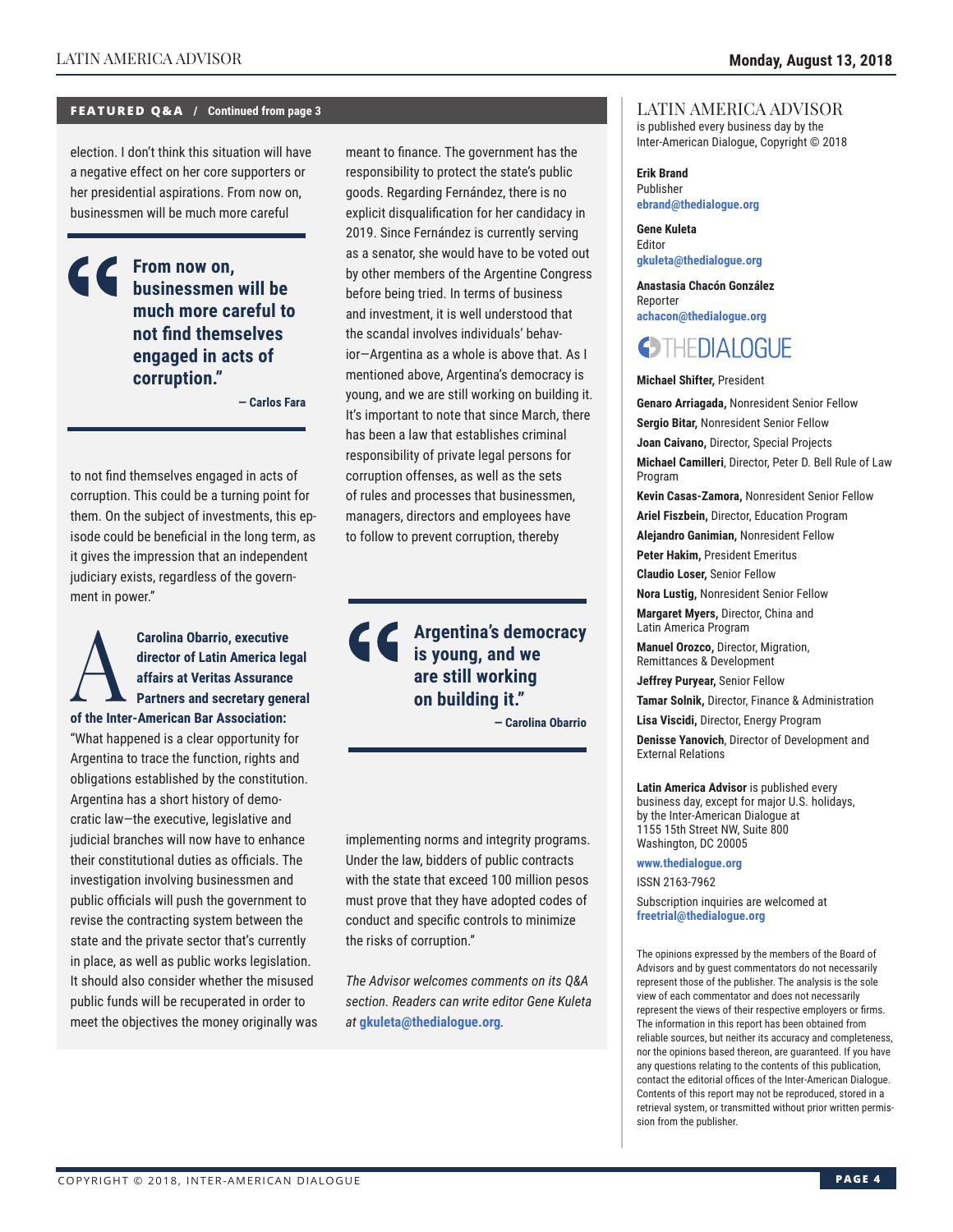**FEATURED Q&A / Continued from page 3**

election. I don't think this situation will have a negative effect on her core supporters or her presidential aspirations. From now on, businessmen will be much more careful to not find themselves engaged in acts of corruption. This could be a turning point for them. On the subject of investments, this episode could be beneficial in the long term, as it gives the impression that an independent judiciary exists, regardless of the government in power."

> **"From now on, businessmen will be much more careful to not find themselves engaged in acts of corruption."**
>
> **— Carlos Fara**

**A** **Carolina Obarrio, executive director of Latin America legal affairs at Veritas Assurance Partners and secretary general of the Inter-American Bar Association:** "What happened is a clear opportunity for Argentina to trace the function, rights and obligations established by the constitution. Argentina has a short history of democratic law—the executive, legislative and judicial branches will now have to enhance their constitutional duties as officials. The investigation involving businessmen and public officials will push the government to revise the contracting system between the state and the private sector that's currently in place, as well as public works legislation. It should also consider whether the misused public funds will be recuperated in order to meet the objectives the money originally was meant to finance. The government has the responsibility to protect the state's public goods. Regarding Fernández, there is no explicit disqualification for her candidacy in 2019. Since Fernández is currently serving as a senator, she would have to be voted out by other members of the Argentine Congress before being tried. In terms of business and investment, it is well understood that the scandal involves individuals' behavior—Argentina as a whole is above that. As I mentioned above, Argentina's democracy is young, and we are still working on building it. It's important to note that since March, there has been a law that establishes criminal responsibility of private legal persons for corruption offenses, as well as the sets of rules and processes that businessmen, managers, directors and employees have to follow to prevent corruption, thereby implementing norms and integrity programs. Under the law, bidders of public contracts with the state that exceed 100 million pesos must prove that they have adopted codes of conduct and specific controls to minimize the risks of corruption."

> **"Argentina's democracy is young, and we are still working on building it."**
>
> **— Carolina Obarrio**

*The Advisor welcomes comments on its Q&A section. Readers can write editor Gene Kuleta at* **gkuleta@thedialogue.org**.

---

LATIN AMERICA ADVISOR
is published every business day by the Inter-American Dialogue, Copyright © 2018

**Erik Brand**
Publisher
**ebrand@thedialogue.org**

**Gene Kuleta**
Editor
**gkuleta@thedialogue.org**

**Anastasia Chacón González**
Reporter
**achacon@thedialogue.org**

THEDIALOGUE

**Michael Shifter,** President
**Genaro Arriagada,** Nonresident Senior Fellow
**Sergio Bitar,** Nonresident Senior Fellow
**Joan Caivano,** Director, Special Projects
**Michael Camilleri**, Director, Peter D. Bell Rule of Law Program
**Kevin Casas-Zamora,** Nonresident Senior Fellow
**Ariel Fiszbein,** Director, Education Program
**Alejandro Ganimian,** Nonresident Fellow
**Peter Hakim,** President Emeritus
**Claudio Loser,** Senior Fellow
**Nora Lustig,** Nonresident Senior Fellow
**Margaret Myers,** Director, China and Latin America Program
**Manuel Orozco,** Director, Migration, Remittances & Development
**Jeffrey Puryear,** Senior Fellow
**Tamar Solnik,** Director, Finance & Administration
**Lisa Viscidi,** Director, Energy Program
**Denisse Yanovich**, Director of Development and External Relations

**Latin America Advisor** is published every business day, except for major U.S. holidays, by the Inter-American Dialogue at
1155 15th Street NW, Suite 800
Washington, DC 20005

**www.thedialogue.org**

ISSN 2163-7962

Subscription inquiries are welcomed at **freetrial@thedialogue.org**

The opinions expressed by the members of the Board of Advisors and by guest commentators do not necessarily represent those of the publisher. The analysis is the sole view of each commentator and does not necessarily represent the views of their respective employers or firms. The information in this report has been obtained from reliable sources, but neither its accuracy and completeness, nor the opinions based thereon, are guaranteed. If you have any questions relating to the contents of this publication, contact the editorial offices of the Inter-American Dialogue. Contents of this report may not be reproduced, stored in a retrieval system, or transmitted without prior written permission from the publisher.